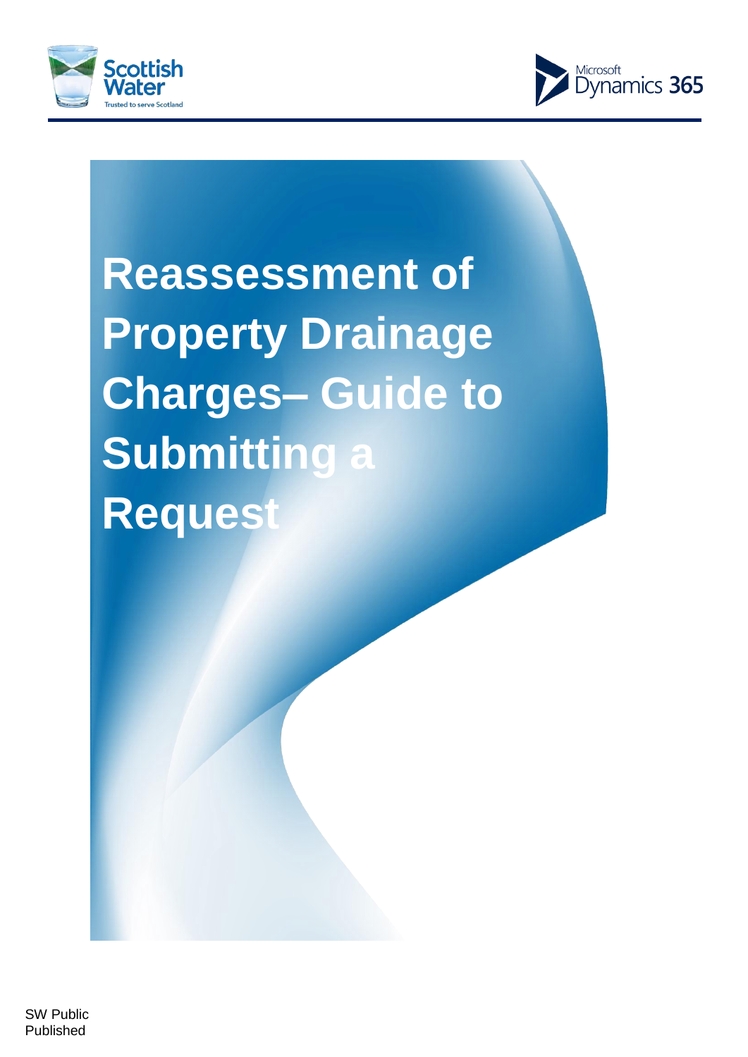# Reassessment of Property Drainage Charges– Guide to Submitting a Request

SW Public
Published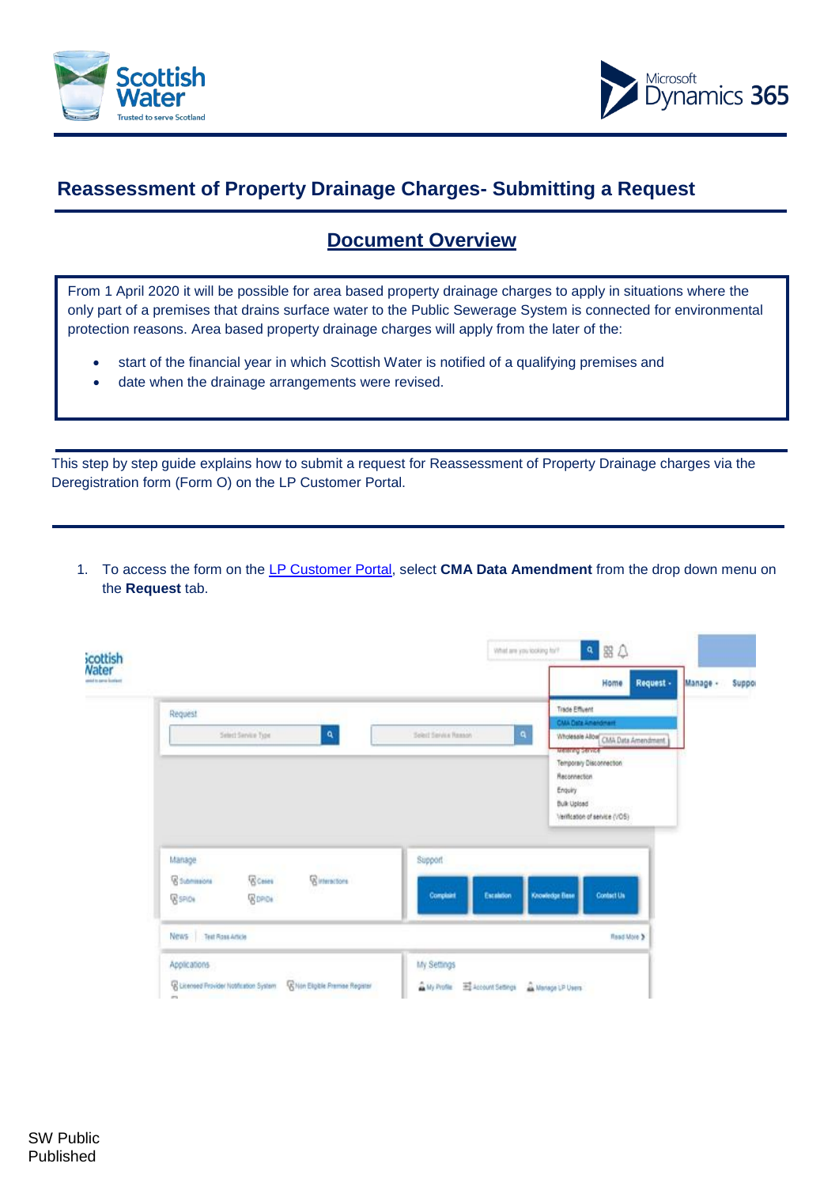## Reassessment of Property Drainage Charges- Submitting a Request

### Document Overview

From 1 April 2020 it will be possible for area based property drainage charges to apply in situations where the only part of a premises that drains surface water to the Public Sewerage System is connected for environmental protection reasons. Area based property drainage charges will apply from the later of the:

- start of the financial year in which Scottish Water is notified of a qualifying premises and
- date when the drainage arrangements were revised.

This step by step guide explains how to submit a request for Reassessment of Property Drainage charges via the Deregistration form (Form O) on the LP Customer Portal.

1. To access the form on the [LP Customer Portal](), select **CMA Data Amendment** from the drop down menu on the **Request** tab.

SW Public
Published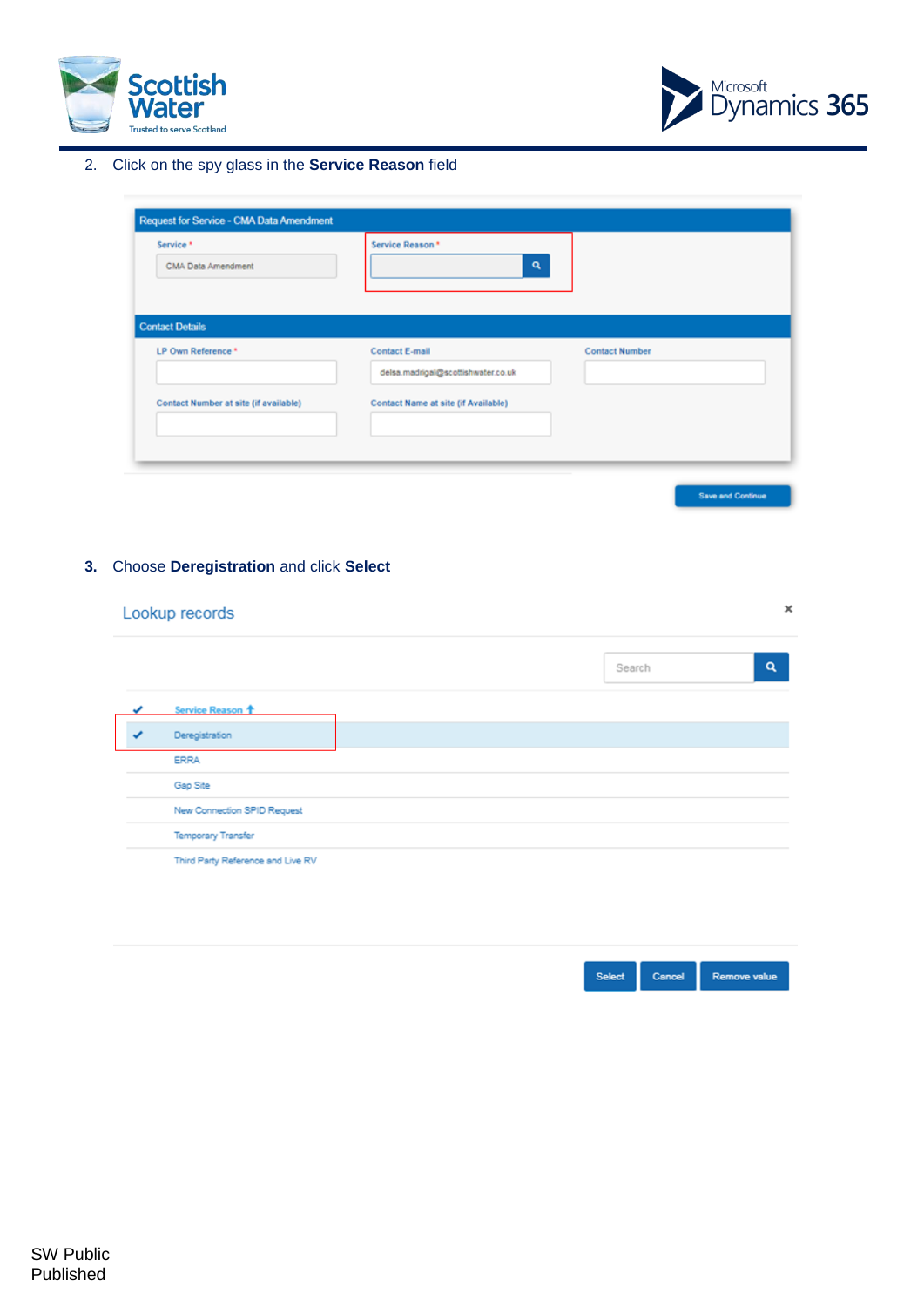2. Click on the spy glass in the **Service Reason** field

Request for Service - CMA Data Amendment

Service *

CMA Data Amendment

Service Reason *

Contact Details

LP Own Reference *

Contact E-mail

delsa.madrigal@scottishwater.co.uk

Contact Number

Contact Number at site (if available)

Contact Name at site (if Available)

Save and Continue

3. Choose **Deregistration** and click **Select**

Lookup records

Search

Service Reason

- Deregistration
- ERRA
- Gap Site
- New Connection SPID Request
- Temporary Transfer
- Third Party Reference and Live RV

Select | Cancel | Remove value

SW Public
Published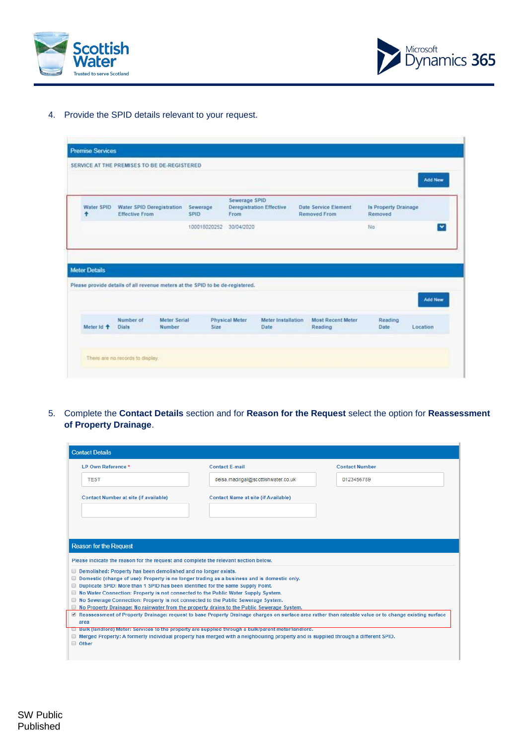4. Provide the SPID details relevant to your request.

**Premise Services**

SERVICE AT THE PREMISES TO BE DE-REGISTERED

Add New

| Water SPID | Water SPID Deregistration Effective From | Sewerage SPID | Sewerage SPID Deregistration Effective From | Date Service Element Removed From | Is Property Drainage Removed |
|---|---|---|---|---|---|
| | | 100018020252 | 30/04/2020 | | No |

**Meter Details**

Please provide details of all revenue meters at the SPID to be de-registered.

Add New

| Meter Id | Number of Dials | Meter Serial Number | Physical Meter Size | Meter Installation Date | Most Recent Meter Reading | Reading Date | Location |
|---|---|---|---|---|---|---|---|

There are no records to display.

5. Complete the **Contact Details** section and for **Reason for the Request** select the option for **Reassessment of Property Drainage**.

**Contact Details**

| LP Own Reference * | Contact E-mail | Contact Number |
|---|---|---|
| TEST | delsa.madrigal@scottishwater.co.uk | 0123456789 |

Contact Number at site (if available)

Contact Name at site (if Available)

**Reason for the Request**

Please indicate the reason for the request and complete the relevant section below.

- [ ] Demolished: Property has been demolished and no longer exists.
- [ ] Domestic (change of use): Property is no longer trading as a business and is domestic only.
- [ ] Duplicate SPID: More than 1 SPID has been identified for the same Supply Point.
- [ ] No Water Connection: Property is not connected to the Public Water Supply System.
- [ ] No Sewerage Connection: Property is not connected to the Public Sewerage System.
- [ ] No Property Drainage: No rainwater from the property drains to the Public Sewerage System.
- [x] Reassessment of Property Drainage: request to base Property Drainage charges on surface area rather than rateable value or to change existing surface area
- [ ] Bulk (landlord) Meter: Services to the property are supplied through a bulk/parent meter/landlord.
- [ ] Merged Property: A formerly individual property has merged with a neighbouring property and is supplied through a different SPID.
- [ ] Other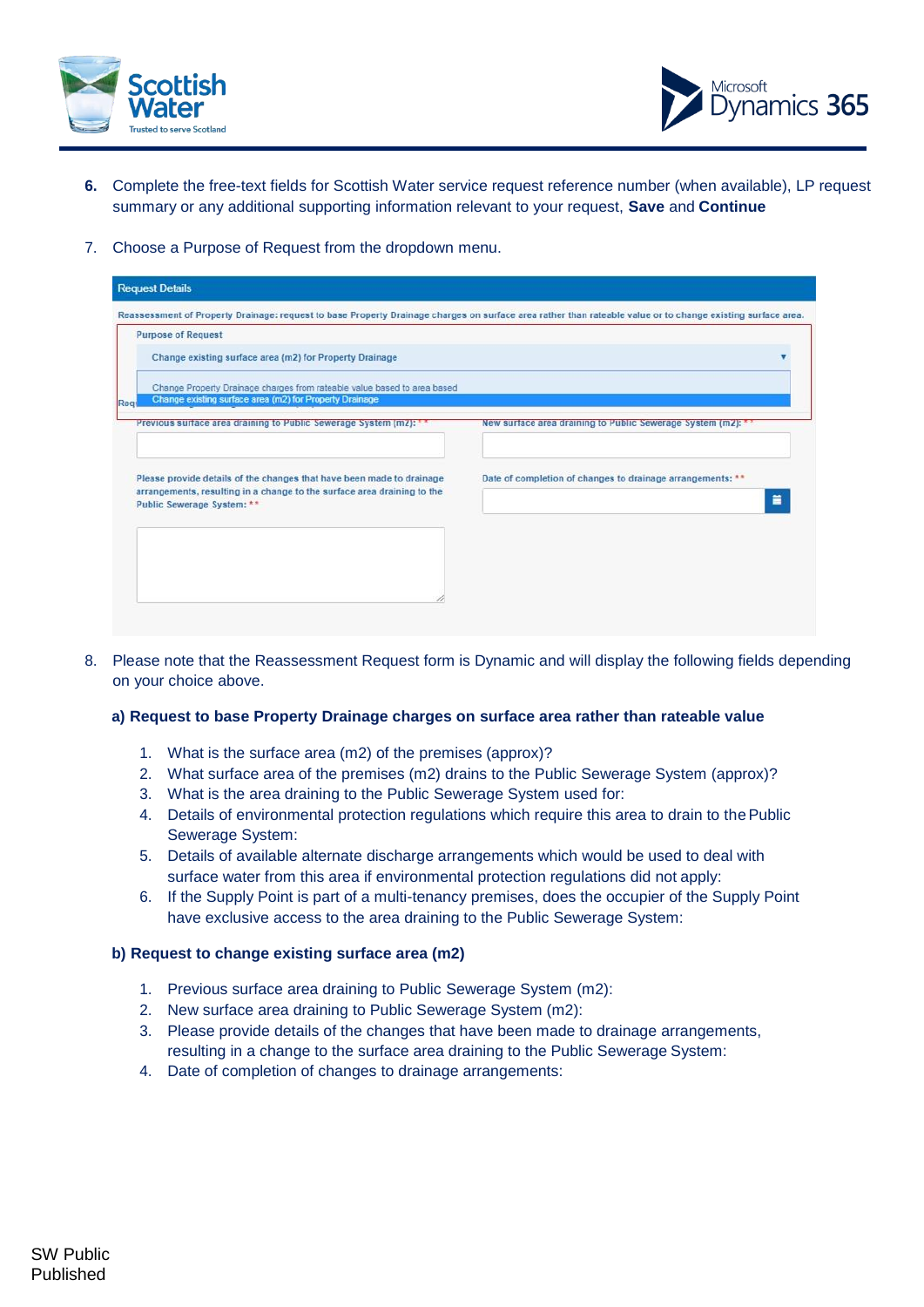6. Complete the free-text fields for Scottish Water service request reference number (when available), LP request summary or any additional supporting information relevant to your request, **Save** and **Continue**

7. Choose a Purpose of Request from the dropdown menu.

8. Please note that the Reassessment Request form is Dynamic and will display the following fields depending on your choice above.

**a) Request to base Property Drainage charges on surface area rather than rateable value**

1. What is the surface area (m2) of the premises (approx)?
2. What surface area of the premises (m2) drains to the Public Sewerage System (approx)?
3. What is the area draining to the Public Sewerage System used for:
4. Details of environmental protection regulations which require this area to drain to the Public Sewerage System:
5. Details of available alternate discharge arrangements which would be used to deal with surface water from this area if environmental protection regulations did not apply:
6. If the Supply Point is part of a multi-tenancy premises, does the occupier of the Supply Point have exclusive access to the area draining to the Public Sewerage System:

**b) Request to change existing surface area (m2)**

1. Previous surface area draining to Public Sewerage System (m2):
2. New surface area draining to Public Sewerage System (m2):
3. Please provide details of the changes that have been made to drainage arrangements, resulting in a change to the surface area draining to the Public Sewerage System:
4. Date of completion of changes to drainage arrangements:

SW Public
Published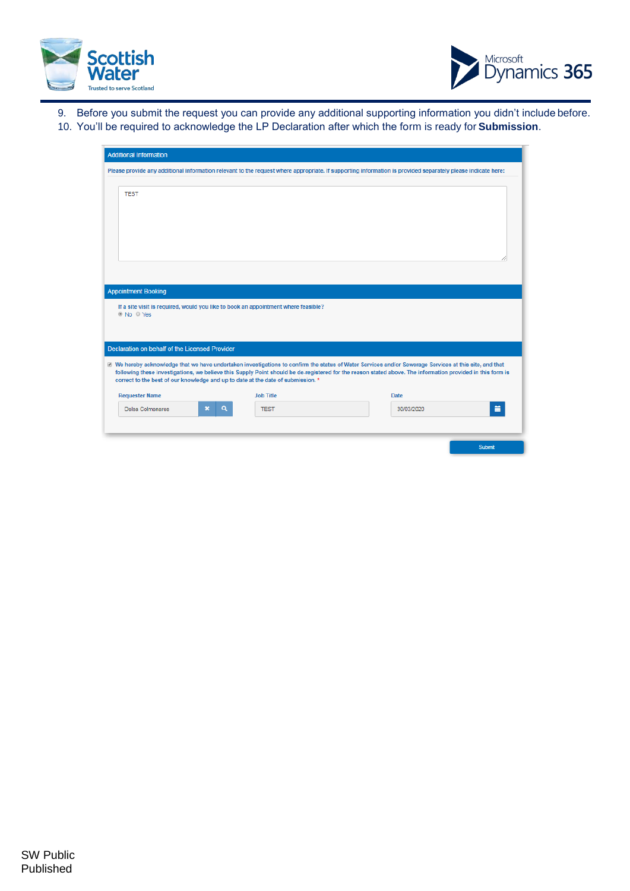9. Before you submit the request you can provide any additional supporting information you didn't include before.
10. You'll be required to acknowledge the LP Declaration after which the form is ready for **Submission**.

Additional Information

Please provide any additional information relevant to the request where appropriate. If supporting information is provided separately please indicate here:

TEST

Appointment Booking

If a site visit is required, would you like to book an appointment where feasible?
◉ No ○ Yes

Declaration on behalf of the Licensed Provider

☑ We hereby acknowledge that we have undertaken investigations to confirm the status of Water Services and/or Sewerage Services at this site, and that following these investigations, we believe this Supply Point should be de-registered for the reason stated above. The information provided in this form is correct to the best of our knowledge and up to date at the date of submission. *

| Requester Name | Job Title | Date |
| --- | --- | --- |
| Delsa Colmenares | TEST | 30/03/2020 |

Submit

SW Public
Published